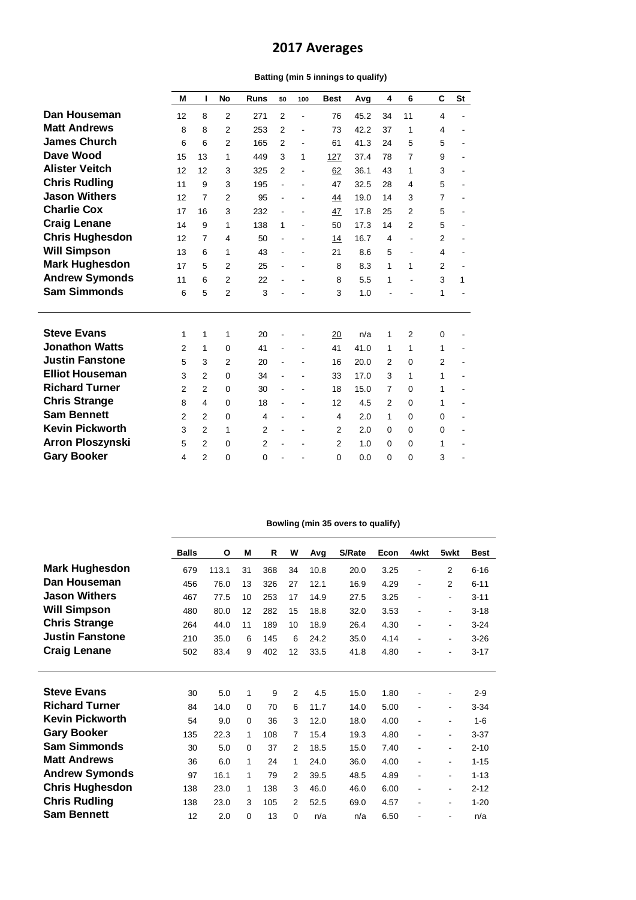# 2017 Averages

**Batting (min 5 innings to qualify)**

| | M | I | No | Runs | 50 | 100 | Best | Avg | 4 | 6 | C | St |
|---|---|---|---|---|---|---|---|---|---|---|---|---|
| **Dan Houseman** | 12 | 8 | 2 | 271 | 2 | - | 76 | 45.2 | 34 | 11 | 4 | - |
| **Matt Andrews** | 8 | 8 | 2 | 253 | 2 | - | 73 | 42.2 | 37 | 1 | 4 | - |
| **James Church** | 6 | 6 | 2 | 165 | 2 | - | 61 | 41.3 | 24 | 5 | 5 | - |
| **Dave Wood** | 15 | 13 | 1 | 449 | 3 | 1 | 127 | 37.4 | 78 | 7 | 9 | - |
| **Alister Veitch** | 12 | 12 | 3 | 325 | 2 | - | 62 | 36.1 | 43 | 1 | 3 | - |
| **Chris Rudling** | 11 | 9 | 3 | 195 | - | - | 47 | 32.5 | 28 | 4 | 5 | - |
| **Jason Withers** | 12 | 7 | 2 | 95 | - | - | 44 | 19.0 | 14 | 3 | 7 | - |
| **Charlie Cox** | 17 | 16 | 3 | 232 | - | - | 47 | 17.8 | 25 | 2 | 5 | - |
| **Craig Lenane** | 14 | 9 | 1 | 138 | 1 | - | 50 | 17.3 | 14 | 2 | 5 | - |
| **Chris Hughesdon** | 12 | 7 | 4 | 50 | - | - | 14 | 16.7 | 4 | - | 2 | - |
| **Will Simpson** | 13 | 6 | 1 | 43 | - | - | 21 | 8.6 | 5 | - | 4 | - |
| **Mark Hughesdon** | 17 | 5 | 2 | 25 | - | - | 8 | 8.3 | 1 | 1 | 2 | - |
| **Andrew Symonds** | 11 | 6 | 2 | 22 | - | - | 8 | 5.5 | 1 | - | 3 | 1 |
| **Sam Simmonds** | 6 | 5 | 2 | 3 | - | - | 3 | 1.0 | - | - | 1 | - |
| | | | | | | | | | | | | |
| **Steve Evans** | 1 | 1 | 1 | 20 | - | - | 20 | n/a | 1 | 2 | 0 | - |
| **Jonathon Watts** | 2 | 1 | 0 | 41 | - | - | 41 | 41.0 | 1 | 1 | 1 | - |
| **Justin Fanstone** | 5 | 3 | 2 | 20 | - | - | 16 | 20.0 | 2 | 0 | 2 | - |
| **Elliot Houseman** | 3 | 2 | 0 | 34 | - | - | 33 | 17.0 | 3 | 1 | 1 | - |
| **Richard Turner** | 2 | 2 | 0 | 30 | - | - | 18 | 15.0 | 7 | 0 | 1 | - |
| **Chris Strange** | 8 | 4 | 0 | 18 | - | - | 12 | 4.5 | 2 | 0 | 1 | - |
| **Sam Bennett** | 2 | 2 | 0 | 4 | - | - | 4 | 2.0 | 1 | 0 | 0 | - |
| **Kevin Pickworth** | 3 | 2 | 1 | 2 | - | - | 2 | 2.0 | 0 | 0 | 0 | - |
| **Arron Ploszynski** | 5 | 2 | 0 | 2 | - | - | 2 | 1.0 | 0 | 0 | 1 | - |
| **Gary Booker** | 4 | 2 | 0 | 0 | - | - | 0 | 0.0 | 0 | 0 | 3 | - |

**Bowling (min 35 overs to qualify)**

| | Balls | O | M | R | W | Avg | S/Rate | Econ | 4wkt | 5wkt | Best |
|---|---|---|---|---|---|---|---|---|---|---|---|
| **Mark Hughesdon** | 679 | 113.1 | 31 | 368 | 34 | 10.8 | 20.0 | 3.25 | - | 2 | 6-16 |
| **Dan Houseman** | 456 | 76.0 | 13 | 326 | 27 | 12.1 | 16.9 | 4.29 | - | 2 | 6-11 |
| **Jason Withers** | 467 | 77.5 | 10 | 253 | 17 | 14.9 | 27.5 | 3.25 | - | - | 3-11 |
| **Will Simpson** | 480 | 80.0 | 12 | 282 | 15 | 18.8 | 32.0 | 3.53 | - | - | 3-18 |
| **Chris Strange** | 264 | 44.0 | 11 | 189 | 10 | 18.9 | 26.4 | 4.30 | - | - | 3-24 |
| **Justin Fanstone** | 210 | 35.0 | 6 | 145 | 6 | 24.2 | 35.0 | 4.14 | - | - | 3-26 |
| **Craig Lenane** | 502 | 83.4 | 9 | 402 | 12 | 33.5 | 41.8 | 4.80 | - | - | 3-17 |
| | | | | | | | | | | | |
| **Steve Evans** | 30 | 5.0 | 1 | 9 | 2 | 4.5 | 15.0 | 1.80 | - | - | 2-9 |
| **Richard Turner** | 84 | 14.0 | 0 | 70 | 6 | 11.7 | 14.0 | 5.00 | - | - | 3-34 |
| **Kevin Pickworth** | 54 | 9.0 | 0 | 36 | 3 | 12.0 | 18.0 | 4.00 | - | - | 1-6 |
| **Gary Booker** | 135 | 22.3 | 1 | 108 | 7 | 15.4 | 19.3 | 4.80 | - | - | 3-37 |
| **Sam Simmonds** | 30 | 5.0 | 0 | 37 | 2 | 18.5 | 15.0 | 7.40 | - | - | 2-10 |
| **Matt Andrews** | 36 | 6.0 | 1 | 24 | 1 | 24.0 | 36.0 | 4.00 | - | - | 1-15 |
| **Andrew Symonds** | 97 | 16.1 | 1 | 79 | 2 | 39.5 | 48.5 | 4.89 | - | - | 1-13 |
| **Chris Hughesdon** | 138 | 23.0 | 1 | 138 | 3 | 46.0 | 46.0 | 6.00 | - | - | 2-12 |
| **Chris Rudling** | 138 | 23.0 | 3 | 105 | 2 | 52.5 | 69.0 | 4.57 | - | - | 1-20 |
| **Sam Bennett** | 12 | 2.0 | 0 | 13 | 0 | n/a | n/a | 6.50 | - | - | n/a |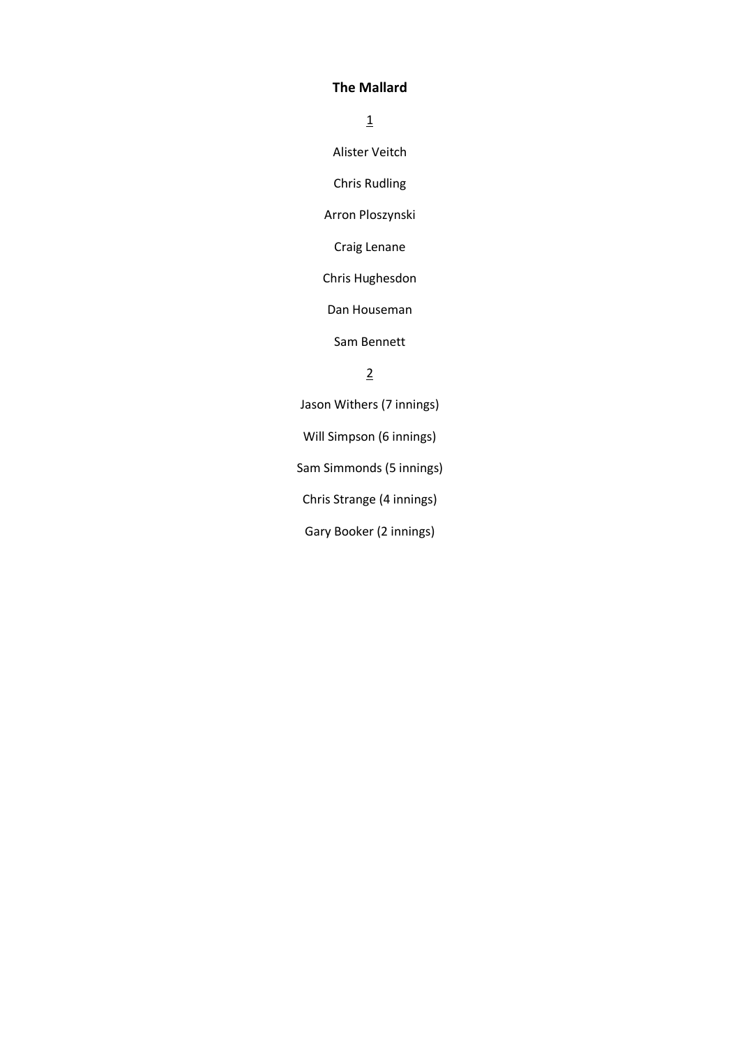**The Mallard**

1

Alister Veitch

Chris Rudling

Arron Ploszynski

Craig Lenane

Chris Hughesdon

Dan Houseman

Sam Bennett

2

Jason Withers (7 innings)

Will Simpson (6 innings)

Sam Simmonds (5 innings)

Chris Strange (4 innings)

Gary Booker (2 innings)